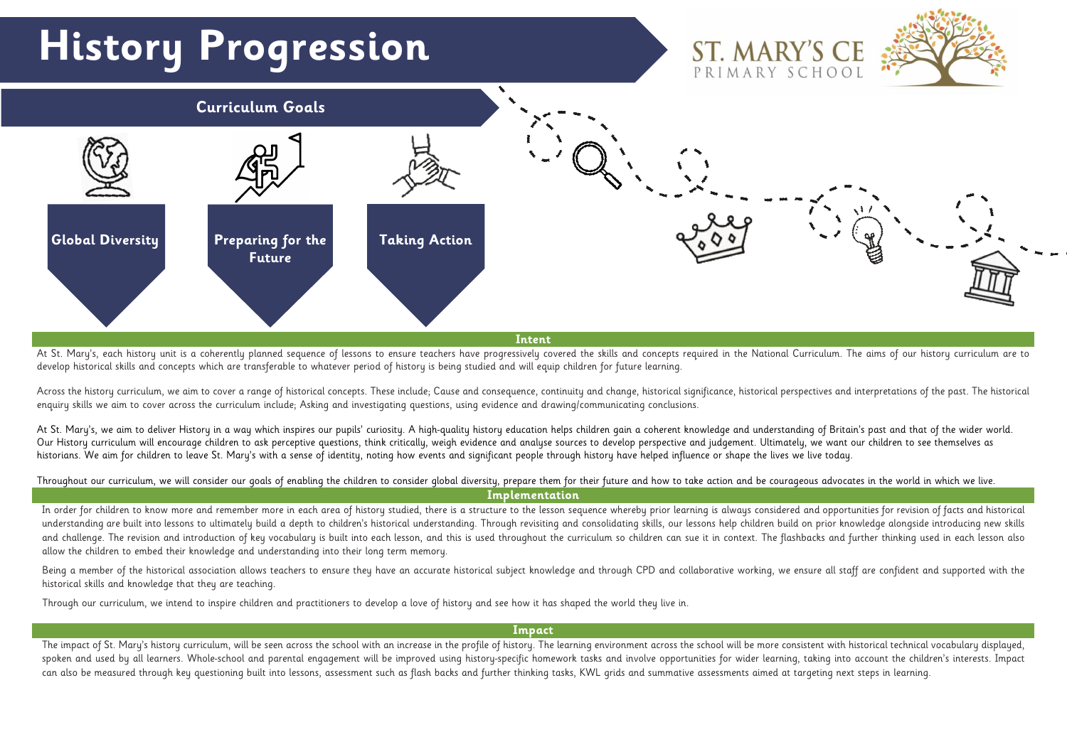# History Progression

ST. MARY'S CE PRIMARY SCHOOL

## Curriculum Goals

**Global Diversity**

**Preparing for the Future**

**Taking Action**

## Intent

At St. Mary's, each history unit is a coherently planned sequence of lessons to ensure teachers have progressively covered the skills and concepts required in the National Curriculum. The aims of our history curriculum are to develop historical skills and concepts which are transferable to whatever period of history is being studied and will equip children for future learning.

Across the history curriculum, we aim to cover a range of historical concepts. These include; Cause and consequence, continuity and change, historical significance, historical perspectives and interpretations of the past. The historical enquiry skills we aim to cover across the curriculum include; Asking and investigating questions, using evidence and drawing/communicating conclusions.

At St. Mary's, we aim to deliver History in a way which inspires our pupils' curiosity. A high-quality history education helps children gain a coherent knowledge and understanding of Britain's past and that of the wider world. Our History curriculum will encourage children to ask perceptive questions, think critically, weigh evidence and analyse sources to develop perspective and judgement. Ultimately, we want our children to see themselves as historians. We aim for children to leave St. Mary's with a sense of identity, noting how events and significant people through history have helped influence or shape the lives we live today.

Throughout our curriculum, we will consider our goals of enabling the children to consider global diversity, prepare them for their future and how to take action and be courageous advocates in the world in which we live.

## Implementation

In order for children to know more and remember more in each area of history studied, there is a structure to the lesson sequence whereby prior learning is always considered and opportunities for revision of facts and historical understanding are built into lessons to ultimately build a depth to children's historical understanding. Through revisiting and consolidating skills, our lessons help children build on prior knowledge alongside introducing new skills and challenge. The revision and introduction of key vocabulary is built into each lesson, and this is used throughout the curriculum so children can sue it in context. The flashbacks and further thinking used in each lesson also allow the children to embed their knowledge and understanding into their long term memory.

Being a member of the historical association allows teachers to ensure they have an accurate historical subject knowledge and through CPD and collaborative working, we ensure all staff are confident and supported with the historical skills and knowledge that they are teaching.

Through our curriculum, we intend to inspire children and practitioners to develop a love of history and see how it has shaped the world they live in.

## Impact

The impact of St. Mary's history curriculum, will be seen across the school with an increase in the profile of history. The learning environment across the school will be more consistent with historical technical vocabulary displayed, spoken and used by all learners. Whole-school and parental engagement will be improved using history-specific homework tasks and involve opportunities for wider learning, taking into account the children's interests. Impact can also be measured through key questioning built into lessons, assessment such as flash backs and further thinking tasks, KWL grids and summative assessments aimed at targeting next steps in learning.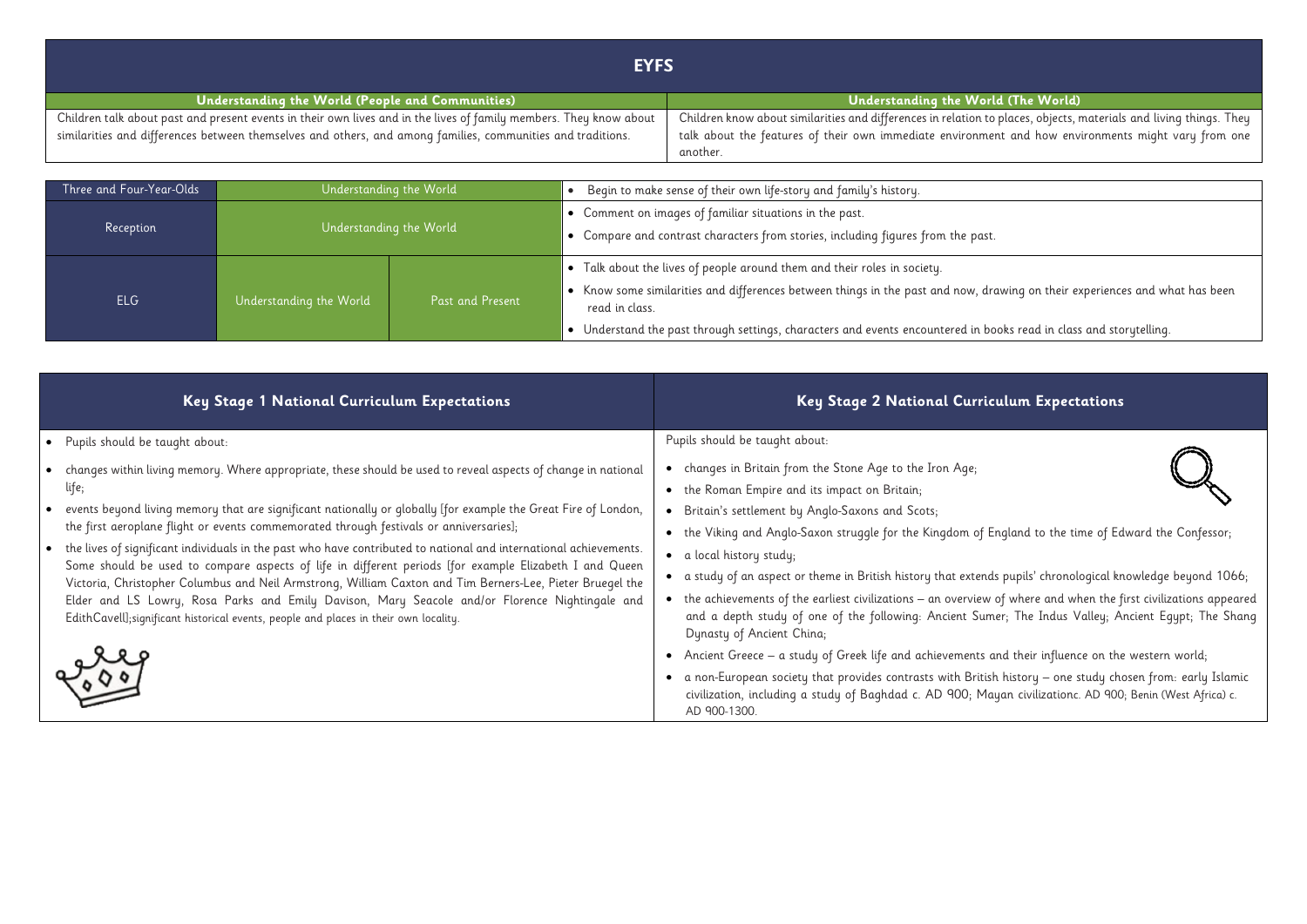## EYFS

| Understanding the World (People and Communities) | Understanding the World (The World) |
|---|---|
| Children talk about past and present events in their own lives and in the lives of family members. They know about similarities and differences between themselves and others, and among families, communities and traditions. | Children know about similarities and differences in relation to places, objects, materials and living things. They talk about the features of their own immediate environment and how environments might vary from one another. |

| | | | |
|---|---|---|---|
| Three and Four-Year-Olds | Understanding the World | | • Begin to make sense of their own life-story and family's history. |
| Reception | Understanding the World | | • Comment on images of familiar situations in the past.<br>• Compare and contrast characters from stories, including figures from the past. |
| ELG | Understanding the World | Past and Present | • Talk about the lives of people around them and their roles in society.<br>• Know some similarities and differences between things in the past and now, drawing on their experiences and what has been read in class.<br>• Understand the past through settings, characters and events encountered in books read in class and storytelling. |

| Key Stage 1 National Curriculum Expectations | Key Stage 2 National Curriculum Expectations |
|---|---|
| • Pupils should be taught about:<br>• changes within living memory. Where appropriate, these should be used to reveal aspects of change in national life;<br>• events beyond living memory that are significant nationally or globally [for example the Great Fire of London, the first aeroplane flight or events commemorated through festivals or anniversaries];<br>• the lives of significant individuals in the past who have contributed to national and international achievements. Some should be used to compare aspects of life in different periods [for example Elizabeth I and Queen Victoria, Christopher Columbus and Neil Armstrong, William Caxton and Tim Berners-Lee, Pieter Bruegel the Elder and LS Lowry, Rosa Parks and Emily Davison, Mary Seacole and/or Florence Nightingale and EdithCavell];significant historical events, people and places in their own locality. | Pupils should be taught about:<br>• changes in Britain from the Stone Age to the Iron Age;<br>• the Roman Empire and its impact on Britain;<br>• Britain's settlement by Anglo-Saxons and Scots;<br>• the Viking and Anglo-Saxon struggle for the Kingdom of England to the time of Edward the Confessor;<br>• a local history study;<br>• a study of an aspect or theme in British history that extends pupils' chronological knowledge beyond 1066;<br>• the achievements of the earliest civilizations – an overview of where and when the first civilizations appeared and a depth study of one of the following: Ancient Sumer; The Indus Valley; Ancient Egypt; The Shang Dynasty of Ancient China;<br>• Ancient Greece – a study of Greek life and achievements and their influence on the western world;<br>• a non-European society that provides contrasts with British history – one study chosen from: early Islamic civilization, including a study of Baghdad c. AD 900; Mayan civilizationc. AD 900; Benin (West Africa) c. AD 900-1300. |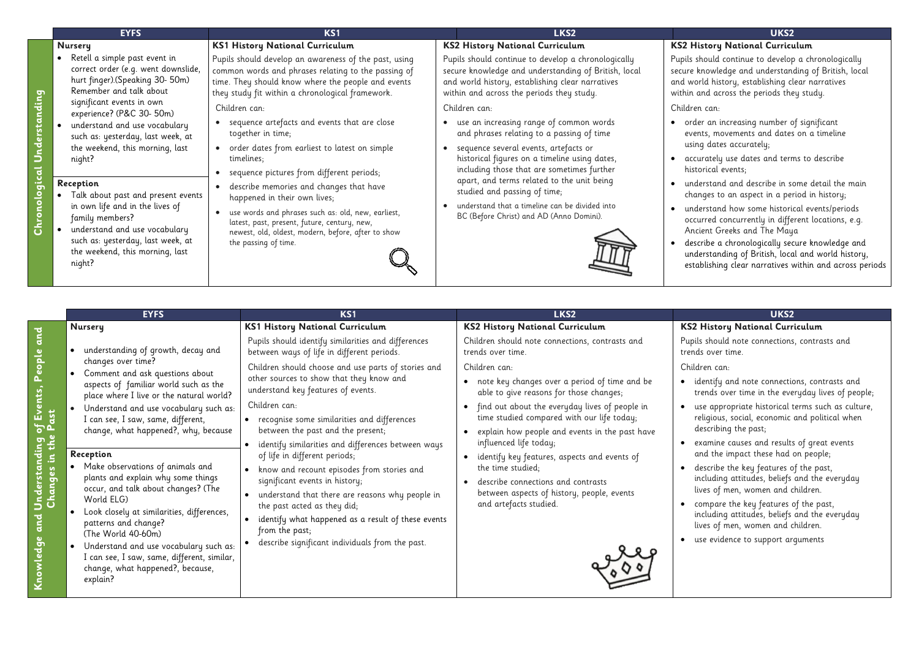| | EYFS | KS1 | LKS2 | UKS2 |
|---|---|---|---|---|
| **Chronological Understanding** | **Nursery**<br>• Retell a simple past event in correct order (e.g. went downslide, hurt finger).(Speaking 30- 50m) Remember and talk about significant events in own experience? (P&C 30- 50m)<br>• understand and use vocabulary such as: yesterday, last week, at the weekend, this morning, last night?<br><br>**Reception**<br>• Talk about past and present events in own life and in the lives of family members?<br>• understand and use vocabulary such as: yesterday, last week, at the weekend, this morning, last night? | **KS1 History National Curriculum**<br>Pupils should develop an awareness of the past, using common words and phrases relating to the passing of time. They should know where the people and events they study fit within a chronological framework.<br>Children can:<br>• sequence artefacts and events that are close together in time;<br>• order dates from earliest to latest on simple timelines;<br>• sequence pictures from different periods;<br>• describe memories and changes that have happened in their own lives;<br>• use words and phrases such as: old, new, earliest, latest, past, present, future, century, new, newest, old, oldest, modern, before, after to show the passing of time. | **KS2 History National Curriculum**<br>Pupils should continue to develop a chronologically secure knowledge and understanding of British, local and world history, establishing clear narratives within and across the periods they study.<br>Children can:<br>• use an increasing range of common words and phrases relating to a passing of time<br>• sequence several events, artefacts or historical figures on a timeline using dates, including those that are sometimes further apart, and terms related to the unit being studied and passing of time;<br>• understand that a timeline can be divided into BC (Before Christ) and AD (Anno Domini). | **KS2 History National Curriculum**<br>Pupils should continue to develop a chronologically secure knowledge and understanding of British, local and world history, establishing clear narratives within and across the periods they study.<br>Children can:<br>• order an increasing number of significant events, movements and dates on a timeline using dates accurately;<br>• accurately use dates and terms to describe historical events;<br>• understand and describe in some detail the main changes to an aspect in a period in history;<br>• understand how some historical events/periods occurred concurrently in different locations, e.g. Ancient Greeks and The Maya<br>• describe a chronologically secure knowledge and understanding of British, local and world history, establishing clear narratives within and across periods |

| | EYFS | KS1 | LKS2 | UKS2 |
|---|---|---|---|---|
| **Knowledge and Understanding of Events, People and Changes in the Past** | **Nursery**<br>• understanding of growth, decay and changes over time?<br>• Comment and ask questions about aspects of familiar world such as the place where I live or the natural world?<br>• Understand and use vocabulary such as: I can see, I saw, same, different, change, what happened?, why, because<br><br>**Reception**<br>• Make observations of animals and plants and explain why some things occur, and talk about changes? (The World ELG)<br>• Look closely at similarities, differences, patterns and change? (The World 40-60m)<br>• Understand and use vocabulary such as: I can see, I saw, same, different, similar, change, what happened?, because, explain? | **KS1 History National Curriculum**<br>Pupils should identify similarities and differences between ways of life in different periods.<br>Children should choose and use parts of stories and other sources to show that they know and understand key features of events.<br>Children can:<br>• recognise some similarities and differences between the past and the present;<br>• identify similarities and differences between ways of life in different periods;<br>• know and recount episodes from stories and significant events in history;<br>• understand that there are reasons why people in the past acted as they did;<br>• identify what happened as a result of these events from the past;<br>• describe significant individuals from the past. | **KS2 History National Curriculum**<br>Children should note connections, contrasts and trends over time.<br>Children can:<br>• note key changes over a period of time and be able to give reasons for those changes;<br>• find out about the everyday lives of people in time studied compared with our life today;<br>• explain how people and events in the past have influenced life today;<br>• identify key features, aspects and events of the time studied;<br>• describe connections and contrasts between aspects of history, people, events and artefacts studied. | **KS2 History National Curriculum**<br>Pupils should note connections, contrasts and trends over time.<br>Children can:<br>• identify and note connections, contrasts and trends over time in the everyday lives of people;<br>• use appropriate historical terms such as culture, religious, social, economic and political when describing the past;<br>• examine causes and results of great events and the impact these had on people;<br>• describe the key features of the past, including attitudes, beliefs and the everyday lives of men, women and children.<br>• compare the key features of the past, including attitudes, beliefs and the everyday lives of men, women and children.<br>• use evidence to support arguments |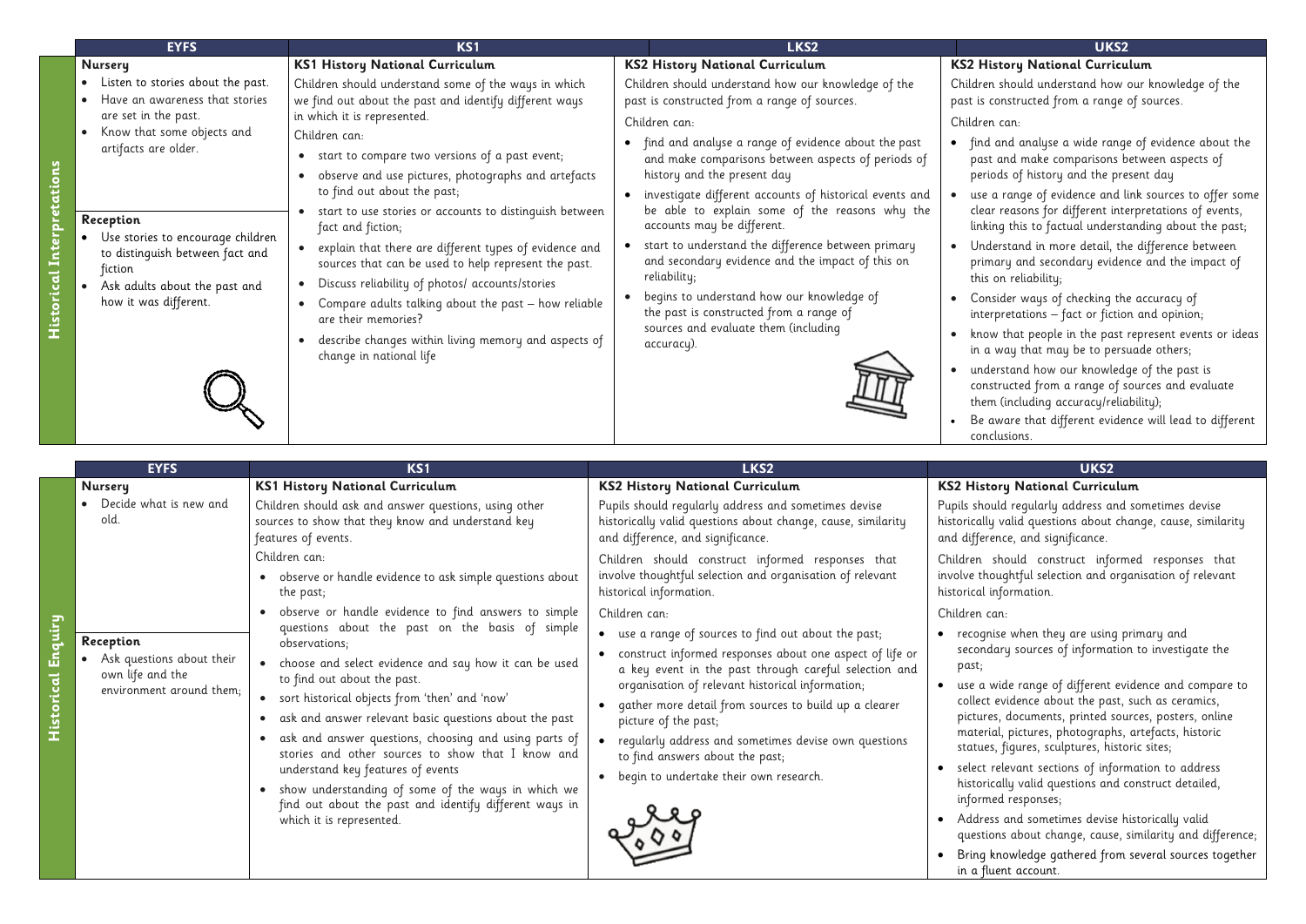## Historical Interpretations

| | EYFS | KS1 | LKS2 | UKS2 |
|---|---|---|---|---|
| Historical Interpretations | **Nursery**<br>• Listen to stories about the past.<br>• Have an awareness that stories are set in the past.<br>• Know that some objects and artifacts are older.<br><br>**Reception**<br>• Use stories to encourage children to distinguish between fact and fiction<br>• Ask adults about the past and how it was different. | **KS1 History National Curriculum**<br>Children should understand some of the ways in which we find out about the past and identify different ways in which it is represented.<br>Children can:<br>• start to compare two versions of a past event;<br>• observe and use pictures, photographs and artefacts to find out about the past;<br>• start to use stories or accounts to distinguish between fact and fiction;<br>• explain that there are different types of evidence and sources that can be used to help represent the past.<br>• Discuss reliability of photos/ accounts/stories<br>• Compare adults talking about the past – how reliable are their memories?<br>• describe changes within living memory and aspects of change in national life | **KS2 History National Curriculum**<br>Children should understand how our knowledge of the past is constructed from a range of sources.<br>Children can:<br>• find and analyse a range of evidence about the past and make comparisons between aspects of periods of history and the present day<br>• investigate different accounts of historical events and be able to explain some of the reasons why the accounts may be different.<br>• start to understand the difference between primary and secondary evidence and the impact of this on reliability;<br>• begins to understand how our knowledge of the past is constructed from a range of sources and evaluate them (including accuracy). | **KS2 History National Curriculum**<br>Children should understand how our knowledge of the past is constructed from a range of sources.<br>Children can:<br>• find and analyse a wide range of evidence about the past and make comparisons between aspects of periods of history and the present day<br>• use a range of evidence and link sources to offer some clear reasons for different interpretations of events, linking this to factual understanding about the past;<br>• Understand in more detail, the difference between primary and secondary evidence and the impact of this on reliability;<br>• Consider ways of checking the accuracy of interpretations – fact or fiction and opinion;<br>• know that people in the past represent events or ideas in a way that may be to persuade others;<br>• understand how our knowledge of the past is constructed from a range of sources and evaluate them (including accuracy/reliability);<br>• Be aware that different evidence will lead to different conclusions. |

## Historical Enquiry

| | EYFS | KS1 | LKS2 | UKS2 |
|---|---|---|---|---|
| Historical Enquiry | **Nursery**<br>• Decide what is new and old.<br><br>**Reception**<br>• Ask questions about their own life and the environment around them; | **KS1 History National Curriculum**<br>Children should ask and answer questions, using other sources to show that they know and understand key features of events.<br>Children can:<br>• observe or handle evidence to ask simple questions about the past;<br>• observe or handle evidence to find answers to simple questions about the past on the basis of simple observations;<br>• choose and select evidence and say how it can be used to find out about the past.<br>• sort historical objects from 'then' and 'now'<br>• ask and answer relevant basic questions about the past<br>• ask and answer questions, choosing and using parts of stories and other sources to show that I know and understand key features of events<br>• show understanding of some of the ways in which we find out about the past and identify different ways in which it is represented. | **KS2 History National Curriculum**<br>Pupils should regularly address and sometimes devise historically valid questions about change, cause, similarity and difference, and significance.<br>Children should construct informed responses that involve thoughtful selection and organisation of relevant historical information.<br>Children can:<br>• use a range of sources to find out about the past;<br>• construct informed responses about one aspect of life or a key event in the past through careful selection and organisation of relevant historical information;<br>• gather more detail from sources to build up a clearer picture of the past;<br>• regularly address and sometimes devise own questions to find answers about the past;<br>• begin to undertake their own research. | **KS2 History National Curriculum**<br>Pupils should regularly address and sometimes devise historically valid questions about change, cause, similarity and difference, and significance.<br>Children should construct informed responses that involve thoughtful selection and organisation of relevant historical information.<br>Children can:<br>• recognise when they are using primary and secondary sources of information to investigate the past;<br>• use a wide range of different evidence and compare to collect evidence about the past, such as ceramics, pictures, documents, printed sources, posters, online material, pictures, photographs, artefacts, historic statues, figures, sculptures, historic sites;<br>• select relevant sections of information to address historically valid questions and construct detailed, informed responses;<br>• Address and sometimes devise historically valid questions about change, cause, similarity and difference;<br>• Bring knowledge gathered from several sources together in a fluent account. |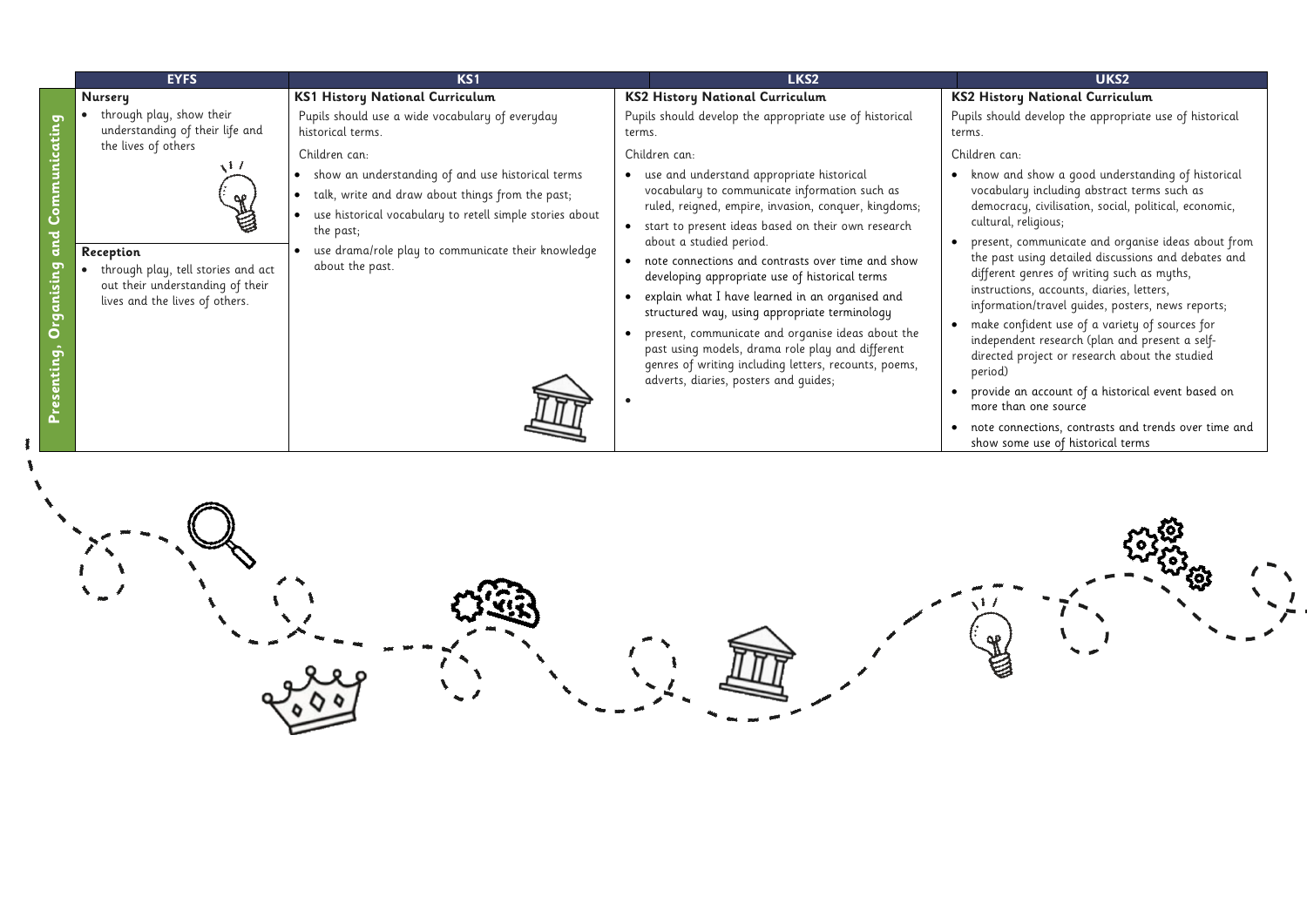| | EYFS | KS1 | LKS2 | UKS2 |
|---|---|---|---|---|
| **Presenting, Organising and Communicating** | **Nursery**<br>• through play, show their understanding of their life and the lives of others<br><br>**Reception**<br>• through play, tell stories and act out their understanding of their lives and the lives of others. | **KS1 History National Curriculum**<br>Pupils should use a wide vocabulary of everyday historical terms.<br>Children can:<br>• show an understanding of and use historical terms<br>• talk, write and draw about things from the past;<br>• use historical vocabulary to retell simple stories about the past;<br>• use drama/role play to communicate their knowledge about the past. | **KS2 History National Curriculum**<br>Pupils should develop the appropriate use of historical terms.<br>Children can:<br>• use and understand appropriate historical vocabulary to communicate information such as ruled, reigned, empire, invasion, conquer, kingdoms;<br>• start to present ideas based on their own research about a studied period.<br>• note connections and contrasts over time and show developing appropriate use of historical terms<br>• explain what I have learned in an organised and structured way, using appropriate terminology<br>• present, communicate and organise ideas about the past using models, drama role play and different genres of writing including letters, recounts, poems, adverts, diaries, posters and guides;<br>• | **KS2 History National Curriculum**<br>Pupils should develop the appropriate use of historical terms.<br>Children can:<br>• know and show a good understanding of historical vocabulary including abstract terms such as democracy, civilisation, social, political, economic, cultural, religious;<br>• present, communicate and organise ideas about from the past using detailed discussions and debates and different genres of writing such as myths, instructions, accounts, diaries, letters, information/travel guides, posters, news reports;<br>• make confident use of a variety of sources for independent research (plan and present a self-directed project or research about the studied period)<br>• provide an account of a historical event based on more than one source<br>• note connections, contrasts and trends over time and show some use of historical terms |